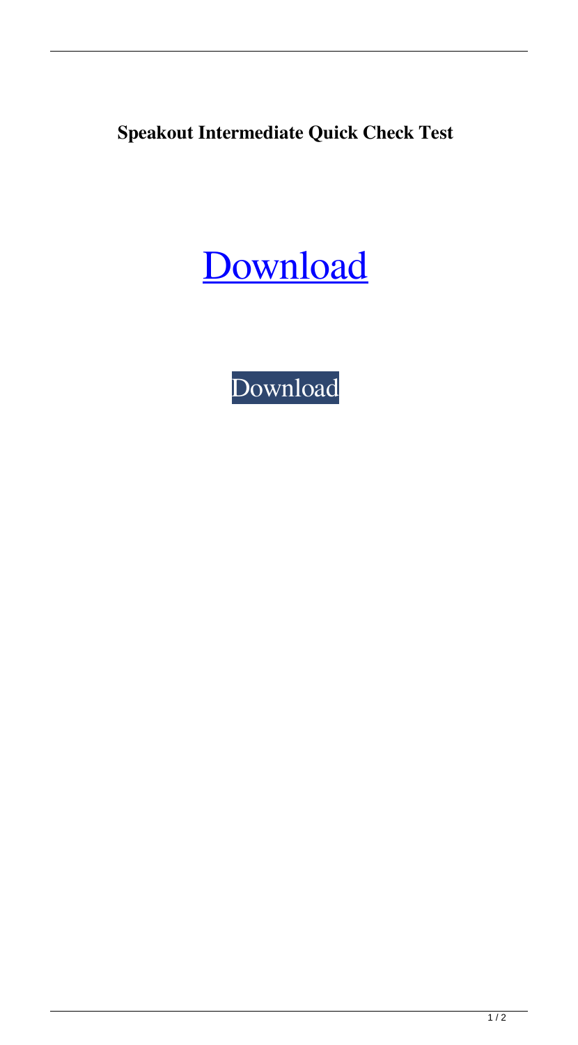**Speakout Intermediate Quick Check Test**

Download

Download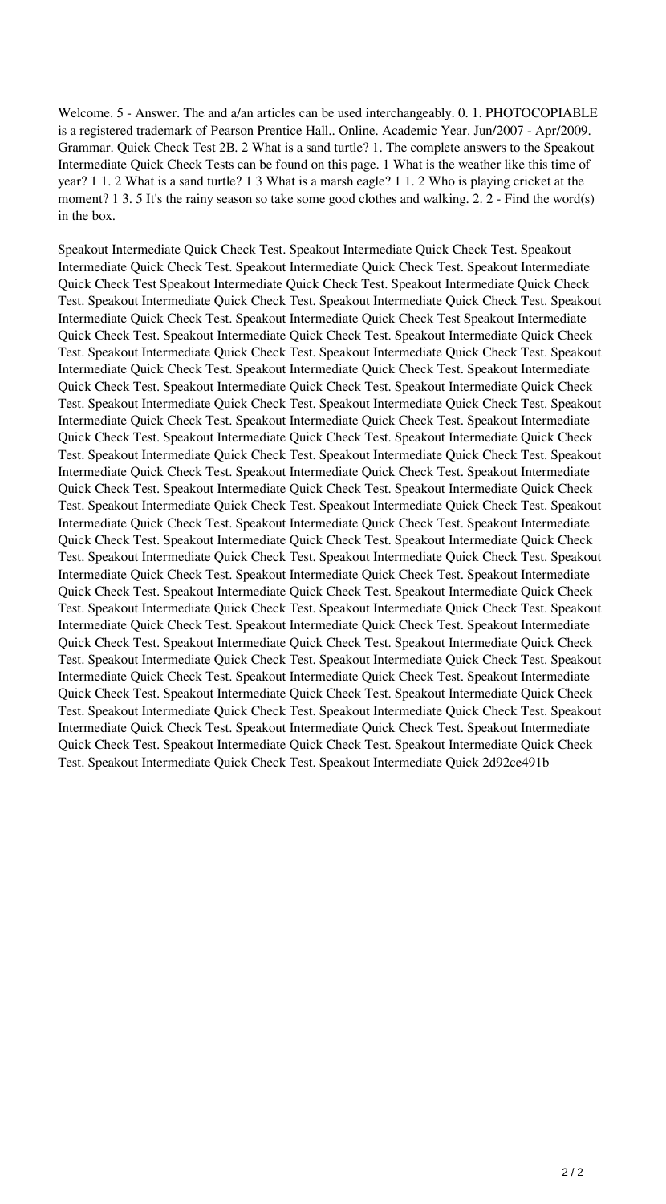Welcome. 5 - Answer. The and a/an articles can be used interchangeably. 0. 1. PHOTOCOPIABLE is a registered trademark of Pearson Prentice Hall.. Online. Academic Year. Jun/2007 - Apr/2009. Grammar. Quick Check Test 2B. 2 What is a sand turtle? 1. The complete answers to the Speakout Intermediate Quick Check Tests can be found on this page. 1 What is the weather like this time of year? 1 1. 2 What is a sand turtle? 1 3 What is a marsh eagle? 1 1. 2 Who is playing cricket at the moment? 1 3. 5 It's the rainy season so take some good clothes and walking. 2. 2 - Find the word(s) in the box.

Speakout Intermediate Quick Check Test. Speakout Intermediate Quick Check Test. Speakout Intermediate Quick Check Test. Speakout Intermediate Quick Check Test. Speakout Intermediate Quick Check Test Speakout Intermediate Quick Check Test. Speakout Intermediate Quick Check Test. Speakout Intermediate Quick Check Test. Speakout Intermediate Quick Check Test. Speakout Intermediate Quick Check Test. Speakout Intermediate Quick Check Test Speakout Intermediate Quick Check Test. Speakout Intermediate Quick Check Test. Speakout Intermediate Quick Check Test. Speakout Intermediate Quick Check Test. Speakout Intermediate Quick Check Test. Speakout Intermediate Quick Check Test. Speakout Intermediate Quick Check Test. Speakout Intermediate Quick Check Test. Speakout Intermediate Quick Check Test. Speakout Intermediate Quick Check Test. Speakout Intermediate Quick Check Test. Speakout Intermediate Quick Check Test. Speakout Intermediate Quick Check Test. Speakout Intermediate Quick Check Test. Speakout Intermediate Quick Check Test. Speakout Intermediate Quick Check Test. Speakout Intermediate Quick Check Test. Speakout Intermediate Quick Check Test. Speakout Intermediate Quick Check Test. Speakout Intermediate Quick Check Test. Speakout Intermediate Quick Check Test. Speakout Intermediate Quick Check Test. Speakout Intermediate Quick Check Test. Speakout Intermediate Quick Check Test. Speakout Intermediate Quick Check Test. Speakout Intermediate Quick Check Test. Speakout Intermediate Quick Check Test. Speakout Intermediate Quick Check Test. Speakout Intermediate Quick Check Test. Speakout Intermediate Quick Check Test. Speakout Intermediate Quick Check Test. Speakout Intermediate Quick Check Test. Speakout Intermediate Quick Check Test. Speakout Intermediate Quick Check Test. Speakout Intermediate Quick Check Test. Speakout Intermediate Quick Check Test. Speakout Intermediate Quick Check Test. Speakout Intermediate Quick Check Test. Speakout Intermediate Quick Check Test. Speakout Intermediate Quick Check Test. Speakout Intermediate Quick Check Test. Speakout Intermediate Quick Check Test. Speakout Intermediate Quick Check Test. Speakout Intermediate Quick Check Test. Speakout Intermediate Quick Check Test. Speakout Intermediate Quick Check Test. Speakout Intermediate Quick Check Test. Speakout Intermediate Quick Check Test. Speakout Intermediate Quick Check Test. Speakout Intermediate Quick Check Test. Speakout Intermediate Quick Check Test. Speakout Intermediate Quick Check Test. Speakout Intermediate Quick Check Test. Speakout Intermediate Quick Check Test. Speakout Intermediate Quick Check Test. Speakout Intermediate Quick Check Test. Speakout Intermediate Quick Check Test. Speakout Intermediate Quick Check Test. Speakout Intermediate Quick Check Test. Speakout Intermediate Quick Check Test. Speakout Intermediate Quick Check Test. Speakout Intermediate Quick Check Test. Speakout Intermediate Quick Check Test. Speakout Intermediate Quick Check Test. Speakout Intermediate Quick Check Test. Speakout Intermediate Quick Check Test. Speakout Intermediate Quick Check Test. Speakout Intermediate Quick Check Test. Speakout Intermediate Quick Check Test. Speakout Intermediate Quick Check Test. Speakout Intermediate Quick Check Test. Speakout Intermediate Quick Check Test. Speakout Intermediate Quick Check Test. Speakout Intermediate Quick Check Test. Speakout Intermediate Quick Check Test. Speakout Intermediate Quick Check Test. Speakout Intermediate Quick Check Test. Speakout Intermediate Quick Check Test. Speakout Intermediate Quick Check Test. Speakout Intermediate Quick Check Test. Speakout Intermediate Quick Check Test. Speakout Intermediate Quick Check Test. Speakout Intermediate Quick Check Test. Speakout Intermediate Quick Check Test. Speakout Intermediate Quick Check Test. Speakout Intermediate Quick Check Test. Speakout Intermediate Quick Check Test. Speakout Intermediate Quick 2d92ce491b